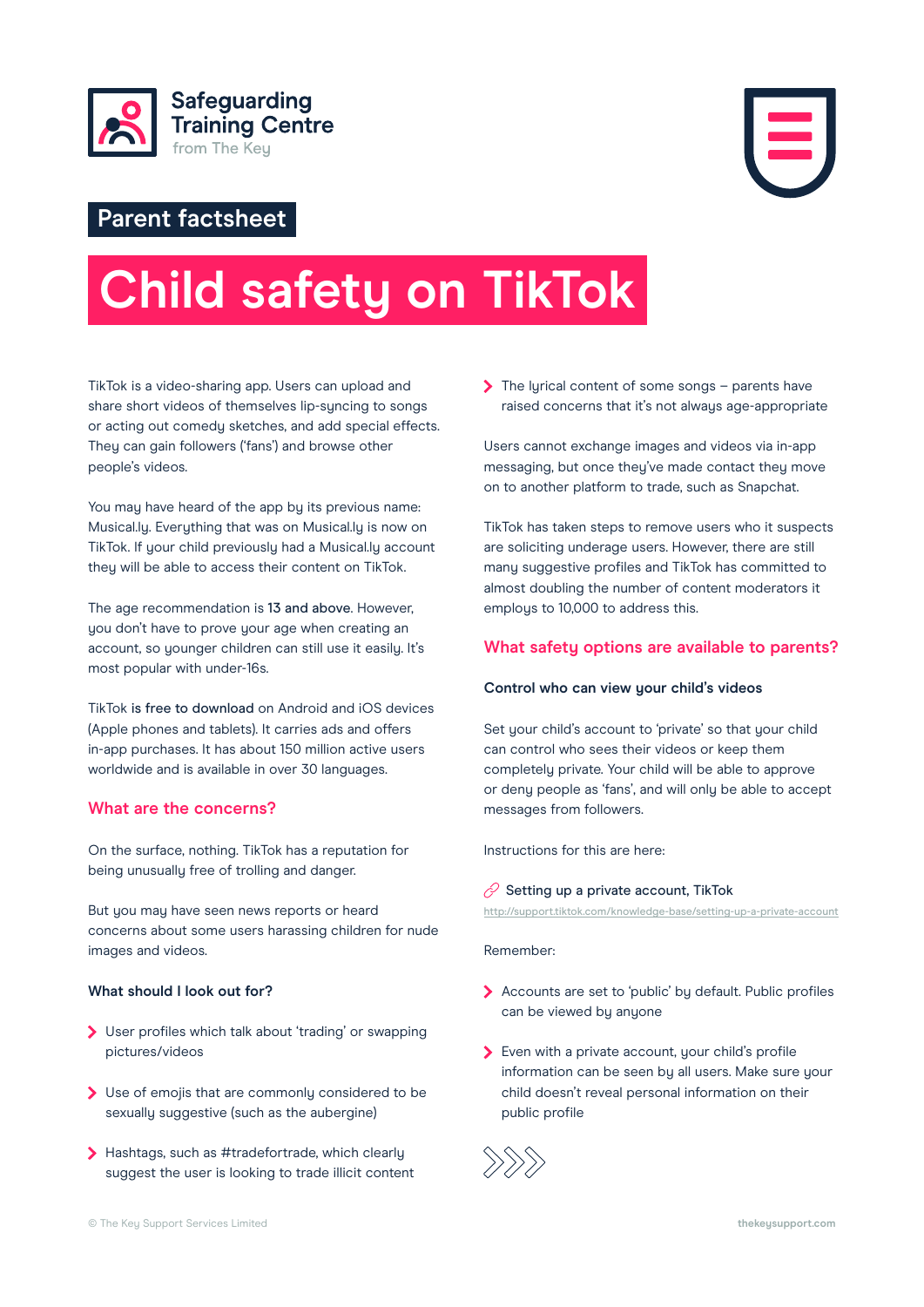Safeguarding Training Centre from The Key

Parent factsheet

# Child safety on TikTok

TikTok is a video-sharing app. Users can upload and share short videos of themselves lip-syncing to songs or acting out comedy sketches, and add special effects. They can gain followers ('fans') and browse other people's videos.

You may have heard of the app by its previous name: Musical.ly. Everything that was on Musical.ly is now on TikTok. If your child previously had a Musical.ly account they will be able to access their content on TikTok.

The age recommendation is **13 and above**. However, you don't have to prove your age when creating an account, so younger children can still use it easily. It's most popular with under-16s.

TikTok **is free to download** on Android and iOS devices (Apple phones and tablets). It carries ads and offers in-app purchases. It has about 150 million active users worldwide and is available in over 30 languages.

## What are the concerns?

On the surface, nothing. TikTok has a reputation for being unusually free of trolling and danger.

But you may have seen news reports or heard concerns about some users harassing children for nude images and videos.

### What should I look out for?

- User profiles which talk about 'trading' or swapping pictures/videos
- Use of emojis that are commonly considered to be sexually suggestive (such as the aubergine)
- Hashtags, such as #tradefortrade, which clearly suggest the user is looking to trade illicit content
- The lyrical content of some songs – parents have raised concerns that it's not always age-appropriate

Users cannot exchange images and videos via in-app messaging, but once they've made contact they move on to another platform to trade, such as Snapchat.

TikTok has taken steps to remove users who it suspects are soliciting underage users. However, there are still many suggestive profiles and TikTok has committed to almost doubling the number of content moderators it employs to 10,000 to address this.

## What safety options are available to parents?

### Control who can view your child's videos

Set your child's account to 'private' so that your child can control who sees their videos or keep them completely private. Your child will be able to approve or deny people as 'fans', and will only be able to accept messages from followers.

Instructions for this are here:

Setting up a private account, TikTok
http://support.tiktok.com/knowledge-base/setting-up-a-private-account

Remember:

- Accounts are set to 'public' by default. Public profiles can be viewed by anyone
- Even with a private account, your child's profile information can be seen by all users. Make sure your child doesn't reveal personal information on their public profile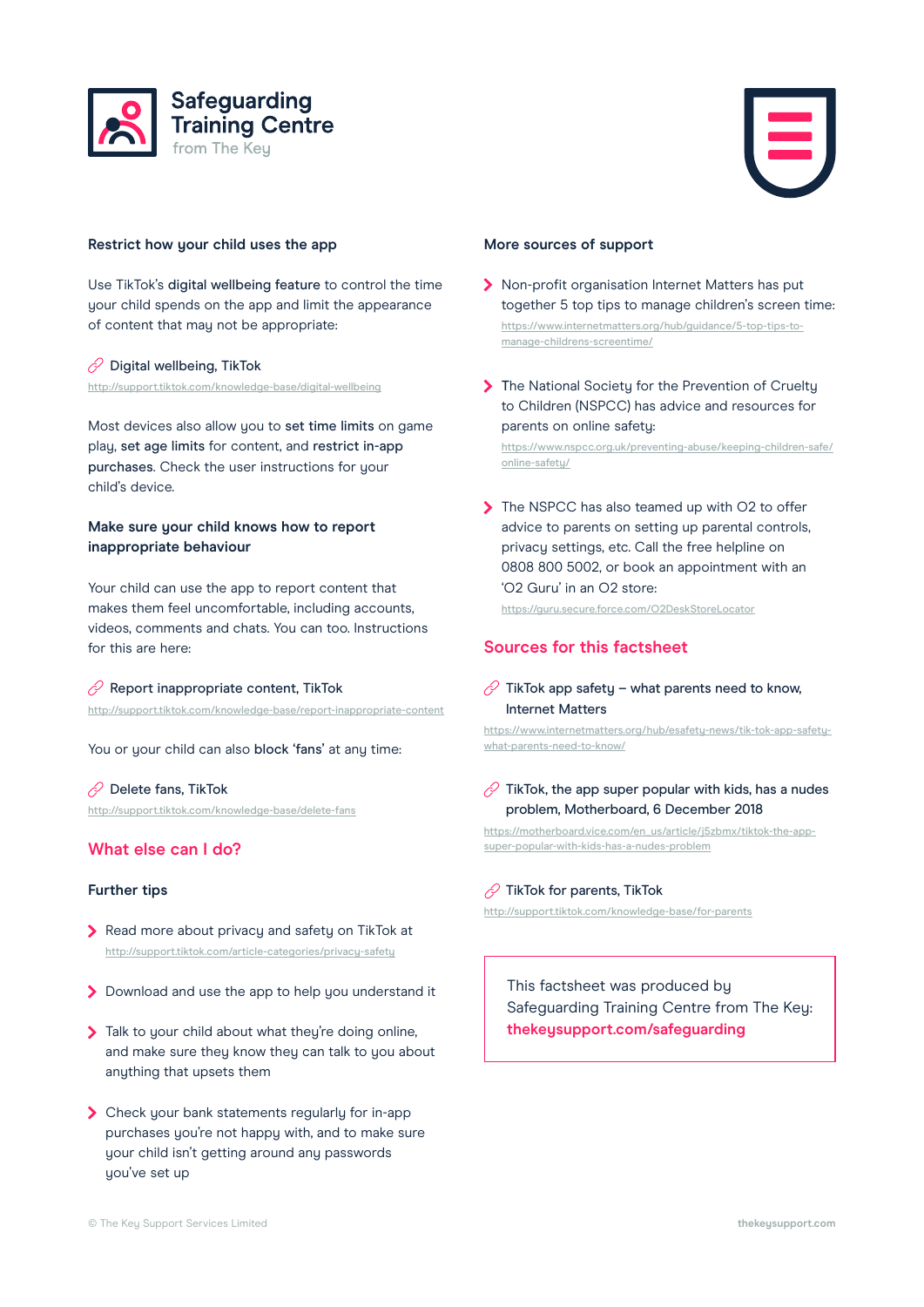### Restrict how your child uses the app

Use TikTok's **digital wellbeing feature** to control the time your child spends on the app and limit the appearance of content that may not be appropriate:

Digital wellbeing, TikTok
http://support.tiktok.com/knowledge-base/digital-wellbeing

Most devices also allow you to **set time limits** on game play, **set age limits** for content, and **restrict in-app purchases**. Check the user instructions for your child's device.

### Make sure your child knows how to report inappropriate behaviour

Your child can use the app to report content that makes them feel uncomfortable, including accounts, videos, comments and chats. You can too. Instructions for this are here:

Report inappropriate content, TikTok
http://support.tiktok.com/knowledge-base/report-inappropriate-content

You or your child can also **block 'fans'** at any time:

Delete fans, TikTok
http://support.tiktok.com/knowledge-base/delete-fans

## What else can I do?

### Further tips

- Read more about privacy and safety on TikTok at http://support.tiktok.com/article-categories/privacy-safety
- Download and use the app to help you understand it
- Talk to your child about what they're doing online, and make sure they know they can talk to you about anything that upsets them
- Check your bank statements regularly for in-app purchases you're not happy with, and to make sure your child isn't getting around any passwords you've set up

### More sources of support

- Non-profit organisation Internet Matters has put together 5 top tips to manage children's screen time: https://www.internetmatters.org/hub/guidance/5-top-tips-to-manage-childrens-screentime/
- The National Society for the Prevention of Cruelty to Children (NSPCC) has advice and resources for parents on online safety: https://www.nspcc.org.uk/preventing-abuse/keeping-children-safe/online-safety/
- The NSPCC has also teamed up with O2 to offer advice to parents on setting up parental controls, privacy settings, etc. Call the free helpline on 0808 800 5002, or book an appointment with an 'O2 Guru' in an O2 store: https://guru.secure.force.com/O2DeskStoreLocator

## Sources for this factsheet

TikTok app safety – what parents need to know, Internet Matters
https://www.internetmatters.org/hub/esafety-news/tik-tok-app-safety-what-parents-need-to-know/

TikTok, the app super popular with kids, has a nudes problem, Motherboard, 6 December 2018
https://motherboard.vice.com/en_us/article/j5zbmx/tiktok-the-app-super-popular-with-kids-has-a-nudes-problem

TikTok for parents, TikTok
http://support.tiktok.com/knowledge-base/for-parents

This factsheet was produced by Safeguarding Training Centre from The Key: **thekeysupport.com/safeguarding**